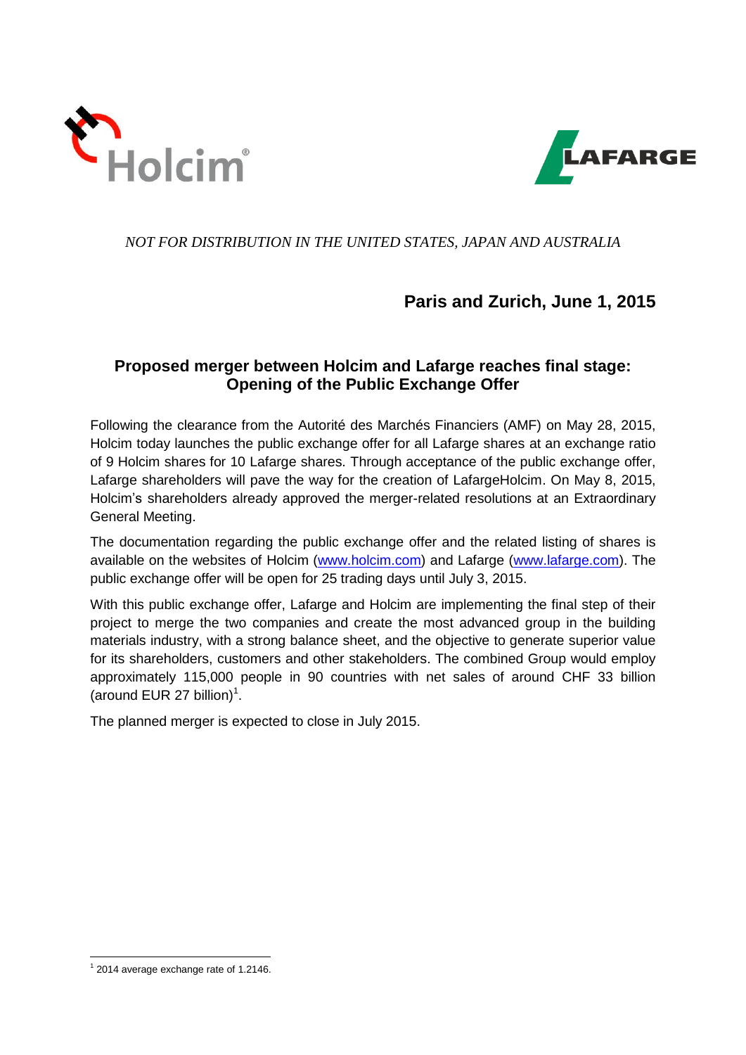*NOT FOR DISTRIBUTION IN THE UNITED STATES, JAPAN AND AUSTRALIA*

**Paris and Zurich, June 1, 2015**

## Proposed merger between Holcim and Lafarge reaches final stage: Opening of the Public Exchange Offer

Following the clearance from the Autorité des Marchés Financiers (AMF) on May 28, 2015, Holcim today launches the public exchange offer for all Lafarge shares at an exchange ratio of 9 Holcim shares for 10 Lafarge shares. Through acceptance of the public exchange offer, Lafarge shareholders will pave the way for the creation of LafargeHolcim. On May 8, 2015, Holcim's shareholders already approved the merger-related resolutions at an Extraordinary General Meeting.

The documentation regarding the public exchange offer and the related listing of shares is available on the websites of Holcim (www.holcim.com) and Lafarge (www.lafarge.com). The public exchange offer will be open for 25 trading days until July 3, 2015.

With this public exchange offer, Lafarge and Holcim are implementing the final step of their project to merge the two companies and create the most advanced group in the building materials industry, with a strong balance sheet, and the objective to generate superior value for its shareholders, customers and other stakeholders. The combined Group would employ approximately 115,000 people in 90 countries with net sales of around CHF 33 billion (around EUR 27 billion)[1].

The planned merger is expected to close in July 2015.

---

[1] 2014 average exchange rate of 1.2146.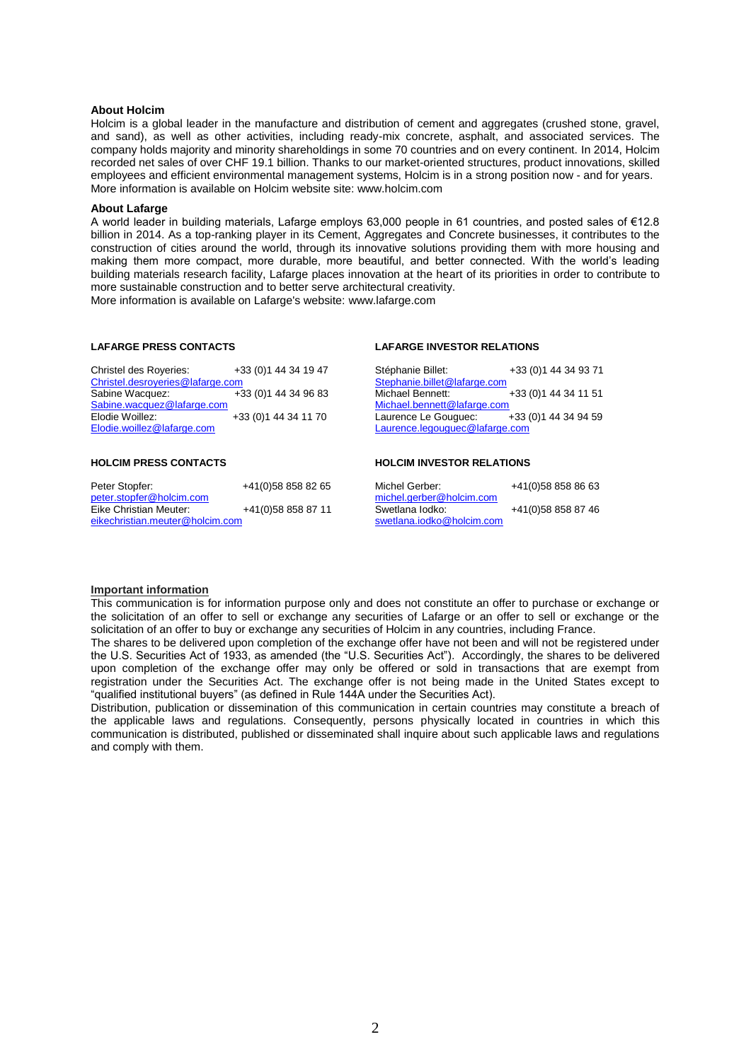**About Holcim**

Holcim is a global leader in the manufacture and distribution of cement and aggregates (crushed stone, gravel, and sand), as well as other activities, including ready-mix concrete, asphalt, and associated services. The company holds majority and minority shareholdings in some 70 countries and on every continent. In 2014, Holcim recorded net sales of over CHF 19.1 billion. Thanks to our market-oriented structures, product innovations, skilled employees and efficient environmental management systems, Holcim is in a strong position now - and for years.
More information is available on Holcim website site: www.holcim.com

**About Lafarge**

A world leader in building materials, Lafarge employs 63,000 people in 61 countries, and posted sales of €12.8 billion in 2014. As a top-ranking player in its Cement, Aggregates and Concrete businesses, it contributes to the construction of cities around the world, through its innovative solutions providing them with more housing and making them more compact, more durable, more beautiful, and better connected. With the world's leading building materials research facility, Lafarge places innovation at the heart of its priorities in order to contribute to more sustainable construction and to better serve architectural creativity.
More information is available on Lafarge's website: www.lafarge.com

**LAFARGE PRESS CONTACTS**

Christel des Royeries: +33 (0)1 44 34 19 47
Christel.desroyeries@lafarge.com
Sabine Wacquez: +33 (0)1 44 34 96 83
Sabine.wacquez@lafarge.com
Elodie Woillez: +33 (0)1 44 34 11 70
Elodie.woillez@lafarge.com

**LAFARGE INVESTOR RELATIONS**

Stéphanie Billet: +33 (0)1 44 34 93 71
Stephanie.billet@lafarge.com
Michael Bennett: +33 (0)1 44 34 11 51
Michael.bennett@lafarge.com
Laurence Le Gouguec: +33 (0)1 44 34 94 59
Laurence.legouguec@lafarge.com

**HOLCIM PRESS CONTACTS**

Peter Stopfer: +41(0)58 858 82 65
peter.stopfer@holcim.com
Eike Christian Meuter: +41(0)58 858 87 11
eikechristian.meuter@holcim.com

**HOLCIM INVESTOR RELATIONS**

Michel Gerber: +41(0)58 858 86 63
michel.gerber@holcim.com
Swetlana Iodko: +41(0)58 858 87 46
swetlana.iodko@holcim.com

**Important information**

This communication is for information purpose only and does not constitute an offer to purchase or exchange or the solicitation of an offer to sell or exchange any securities of Lafarge or an offer to sell or exchange or the solicitation of an offer to buy or exchange any securities of Holcim in any countries, including France.
The shares to be delivered upon completion of the exchange offer have not been and will not be registered under the U.S. Securities Act of 1933, as amended (the "U.S. Securities Act"). Accordingly, the shares to be delivered upon completion of the exchange offer may only be offered or sold in transactions that are exempt from registration under the Securities Act. The exchange offer is not being made in the United States except to "qualified institutional buyers" (as defined in Rule 144A under the Securities Act).
Distribution, publication or dissemination of this communication in certain countries may constitute a breach of the applicable laws and regulations. Consequently, persons physically located in countries in which this communication is distributed, published or disseminated shall inquire about such applicable laws and regulations and comply with them.